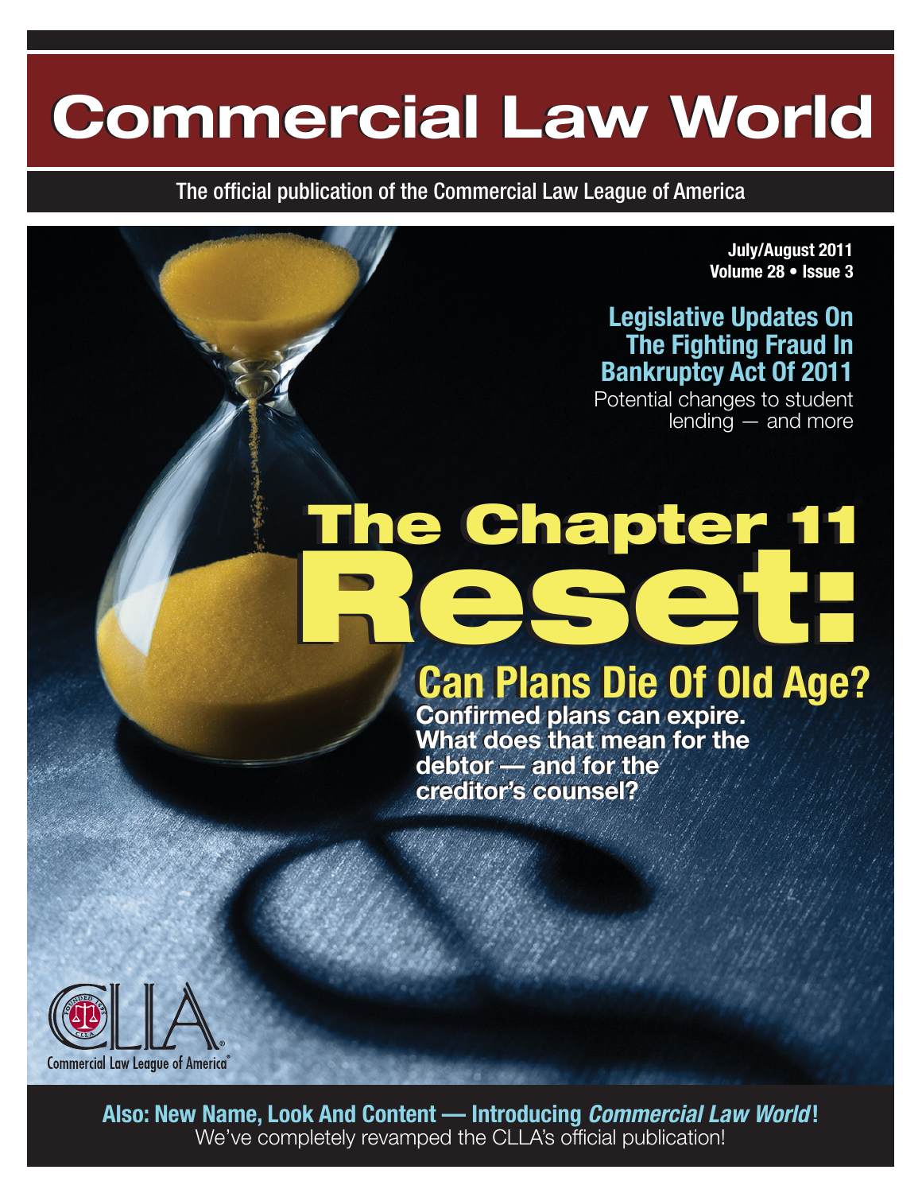# Commercial Law World

The official publication of the Commercial Law League of America

**July/August 2011**
**Volume 28 • Issue 3**

## Legislative Updates On The Fighting Fraud In Bankruptcy Act Of 2011

Potential changes to student lending — and more

# The Chapter 11 Reset:

## Can Plans Die Of Old Age?

**Confirmed plans can expire. What does that mean for the debtor — and for the creditor's counsel?**

Commercial Law League of America

**Also: New Name, Look And Content — Introducing *Commercial Law World*!**
We've completely revamped the CLLA's official publication!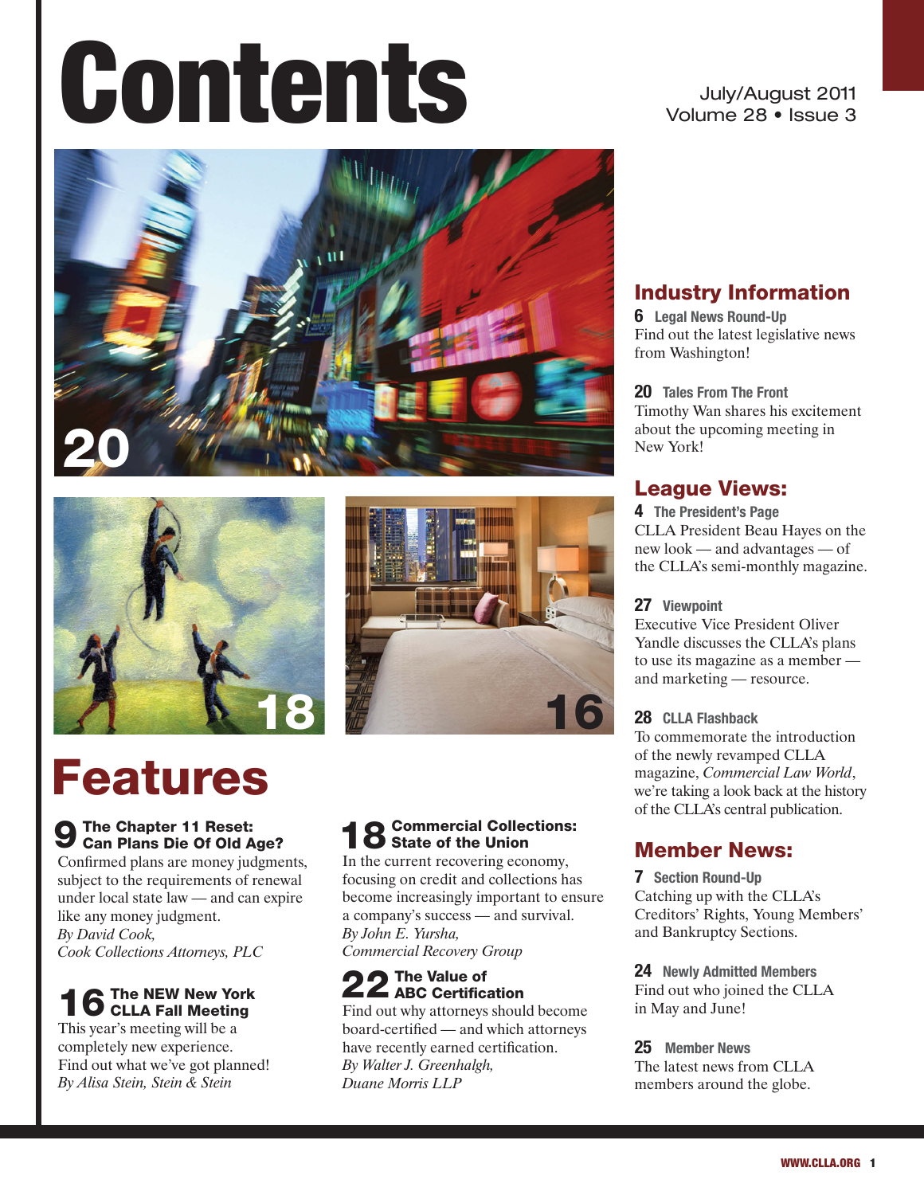# Contents

July/August 2011
Volume 28 • Issue 3

20

18

16

# Features

**9 The Chapter 11 Reset: Can Plans Die Of Old Age?**
Confirmed plans are money judgments, subject to the requirements of renewal under local state law — and can expire like any money judgment.
*By David Cook, Cook Collections Attorneys, PLC*

**16 The NEW New York CLLA Fall Meeting**
This year's meeting will be a completely new experience. Find out what we've got planned!
*By Alisa Stein, Stein & Stein*

**18 Commercial Collections: State of the Union**
In the current recovering economy, focusing on credit and collections has become increasingly important to ensure a company's success — and survival.
*By John E. Yursha, Commercial Recovery Group*

**22 The Value of ABC Certification**
Find out why attorneys should become board-certified — and which attorneys have recently earned certification.
*By Walter J. Greenhalgh, Duane Morris LLP*

## Industry Information

**6 Legal News Round-Up**
Find out the latest legislative news from Washington!

**20 Tales From The Front**
Timothy Wan shares his excitement about the upcoming meeting in New York!

## League Views:

**4 The President's Page**
CLLA President Beau Hayes on the new look — and advantages — of the CLLA's semi-monthly magazine.

**27 Viewpoint**
Executive Vice President Oliver Yandle discusses the CLLA's plans to use its magazine as a member — and marketing — resource.

**28 CLLA Flashback**
To commemorate the introduction of the newly revamped CLLA magazine, *Commercial Law World*, we're taking a look back at the history of the CLLA's central publication.

## Member News:

**7 Section Round-Up**
Catching up with the CLLA's Creditors' Rights, Young Members' and Bankruptcy Sections.

**24 Newly Admitted Members**
Find out who joined the CLLA in May and June!

**25 Member News**
The latest news from CLLA members around the globe.